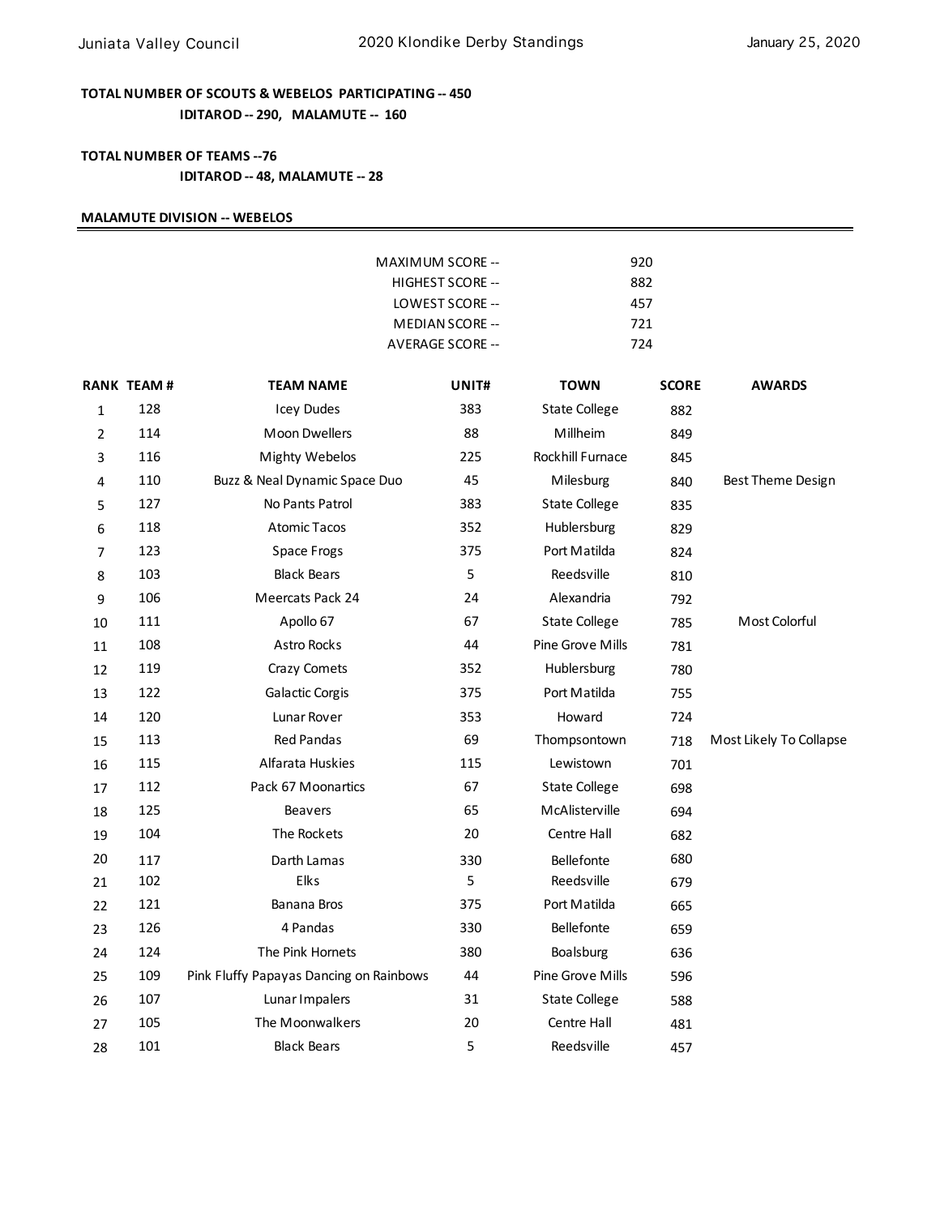**TOTAL NUMBER OF SCOUTS & WEBELOS PARTICIPATING -- 450**

**IDITAROD -- 290, MALAMUTE -- 160**

**TOTAL NUMBER OF TEAMS --76**

**IDITAROD -- 48, MALAMUTE -- 28**

## MALAMUTE DIVISION -- WEBELOS

| | |
|---|---|
| MAXIMUM SCORE -- | 920 |
| HIGHEST SCORE -- | 882 |
| LOWEST SCORE -- | 457 |
| MEDIAN SCORE -- | 721 |
| AVERAGE SCORE -- | 724 |

| RANK | TEAM # | TEAM NAME | UNIT# | TOWN | SCORE | AWARDS |
|---|---|---|---|---|---|---|
| 1 | 128 | Icey Dudes | 383 | State College | 882 | |
| 2 | 114 | Moon Dwellers | 88 | Millheim | 849 | |
| 3 | 116 | Mighty Webelos | 225 | Rockhill Furnace | 845 | |
| 4 | 110 | Buzz & Neal Dynamic Space Duo | 45 | Milesburg | 840 | Best Theme Design |
| 5 | 127 | No Pants Patrol | 383 | State College | 835 | |
| 6 | 118 | Atomic Tacos | 352 | Hublersburg | 829 | |
| 7 | 123 | Space Frogs | 375 | Port Matilda | 824 | |
| 8 | 103 | Black Bears | 5 | Reedsville | 810 | |
| 9 | 106 | Meercats Pack 24 | 24 | Alexandria | 792 | |
| 10 | 111 | Apollo 67 | 67 | State College | 785 | Most Colorful |
| 11 | 108 | Astro Rocks | 44 | Pine Grove Mills | 781 | |
| 12 | 119 | Crazy Comets | 352 | Hublersburg | 780 | |
| 13 | 122 | Galactic Corgis | 375 | Port Matilda | 755 | |
| 14 | 120 | Lunar Rover | 353 | Howard | 724 | |
| 15 | 113 | Red Pandas | 69 | Thompsontown | 718 | Most Likely To Collapse |
| 16 | 115 | Alfarata Huskies | 115 | Lewistown | 701 | |
| 17 | 112 | Pack 67 Moonartics | 67 | State College | 698 | |
| 18 | 125 | Beavers | 65 | McAlisterville | 694 | |
| 19 | 104 | The Rockets | 20 | Centre Hall | 682 | |
| 20 | 117 | Darth Lamas | 330 | Bellefonte | 680 | |
| 21 | 102 | Elks | 5 | Reedsville | 679 | |
| 22 | 121 | Banana Bros | 375 | Port Matilda | 665 | |
| 23 | 126 | 4 Pandas | 330 | Bellefonte | 659 | |
| 24 | 124 | The Pink Hornets | 380 | Boalsburg | 636 | |
| 25 | 109 | Pink Fluffy Papayas Dancing on Rainbows | 44 | Pine Grove Mills | 596 | |
| 26 | 107 | Lunar Impalers | 31 | State College | 588 | |
| 27 | 105 | The Moonwalkers | 20 | Centre Hall | 481 | |
| 28 | 101 | Black Bears | 5 | Reedsville | 457 | |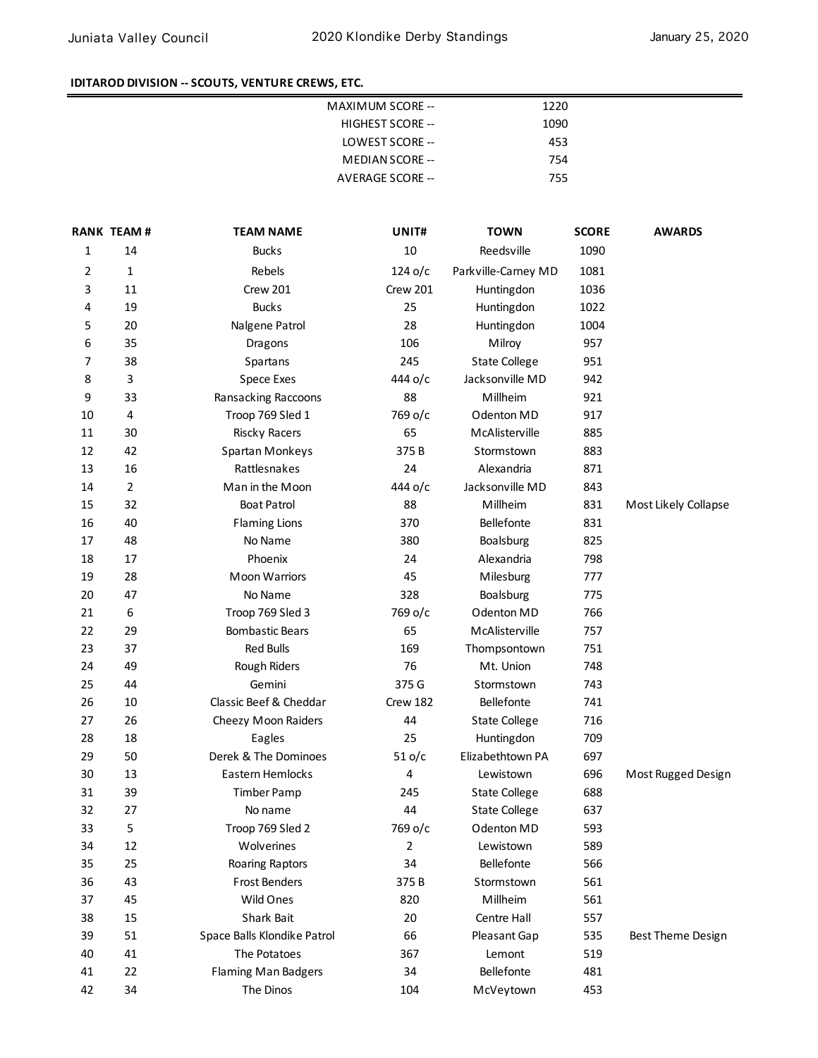## IDITAROD DIVISION -- SCOUTS, VENTURE CREWS, ETC.

| | |
|---|---|
| MAXIMUM SCORE -- | 1220 |
| HIGHEST SCORE -- | 1090 |
| LOWEST SCORE -- | 453 |
| MEDIAN SCORE -- | 754 |
| AVERAGE SCORE -- | 755 |

| RANK | TEAM # | TEAM NAME | UNIT# | TOWN | SCORE | AWARDS |
|---|---|---|---|---|---|---|
| 1 | 14 | Bucks | 10 | Reedsville | 1090 | |
| 2 | 1 | Rebels | 124 o/c | Parkville-Carney MD | 1081 | |
| 3 | 11 | Crew 201 | Crew 201 | Huntingdon | 1036 | |
| 4 | 19 | Bucks | 25 | Huntingdon | 1022 | |
| 5 | 20 | Nalgene Patrol | 28 | Huntingdon | 1004 | |
| 6 | 35 | Dragons | 106 | Milroy | 957 | |
| 7 | 38 | Spartans | 245 | State College | 951 | |
| 8 | 3 | Spece Exes | 444 o/c | Jacksonville MD | 942 | |
| 9 | 33 | Ransacking Raccoons | 88 | Millheim | 921 | |
| 10 | 4 | Troop 769 Sled 1 | 769 o/c | Odenton MD | 917 | |
| 11 | 30 | Riscky Racers | 65 | McAlisterville | 885 | |
| 12 | 42 | Spartan Monkeys | 375 B | Stormstown | 883 | |
| 13 | 16 | Rattlesnakes | 24 | Alexandria | 871 | |
| 14 | 2 | Man in the Moon | 444 o/c | Jacksonville MD | 843 | |
| 15 | 32 | Boat Patrol | 88 | Millheim | 831 | Most Likely Collapse |
| 16 | 40 | Flaming Lions | 370 | Bellefonte | 831 | |
| 17 | 48 | No Name | 380 | Boalsburg | 825 | |
| 18 | 17 | Phoenix | 24 | Alexandria | 798 | |
| 19 | 28 | Moon Warriors | 45 | Milesburg | 777 | |
| 20 | 47 | No Name | 328 | Boalsburg | 775 | |
| 21 | 6 | Troop 769 Sled 3 | 769 o/c | Odenton MD | 766 | |
| 22 | 29 | Bombastic Bears | 65 | McAlisterville | 757 | |
| 23 | 37 | Red Bulls | 169 | Thompsontown | 751 | |
| 24 | 49 | Rough Riders | 76 | Mt. Union | 748 | |
| 25 | 44 | Gemini | 375 G | Stormstown | 743 | |
| 26 | 10 | Classic Beef & Cheddar | Crew 182 | Bellefonte | 741 | |
| 27 | 26 | Cheezy Moon Raiders | 44 | State College | 716 | |
| 28 | 18 | Eagles | 25 | Huntingdon | 709 | |
| 29 | 50 | Derek & The Dominoes | 51 o/c | Elizabethtown PA | 697 | |
| 30 | 13 | Eastern Hemlocks | 4 | Lewistown | 696 | Most Rugged Design |
| 31 | 39 | Timber Pamp | 245 | State College | 688 | |
| 32 | 27 | No name | 44 | State College | 637 | |
| 33 | 5 | Troop 769 Sled 2 | 769 o/c | Odenton MD | 593 | |
| 34 | 12 | Wolverines | 2 | Lewistown | 589 | |
| 35 | 25 | Roaring Raptors | 34 | Bellefonte | 566 | |
| 36 | 43 | Frost Benders | 375 B | Stormstown | 561 | |
| 37 | 45 | Wild Ones | 820 | Millheim | 561 | |
| 38 | 15 | Shark Bait | 20 | Centre Hall | 557 | |
| 39 | 51 | Space Balls Klondike Patrol | 66 | Pleasant Gap | 535 | Best Theme Design |
| 40 | 41 | The Potatoes | 367 | Lemont | 519 | |
| 41 | 22 | Flaming Man Badgers | 34 | Bellefonte | 481 | |
| 42 | 34 | The Dinos | 104 | McVeytown | 453 | |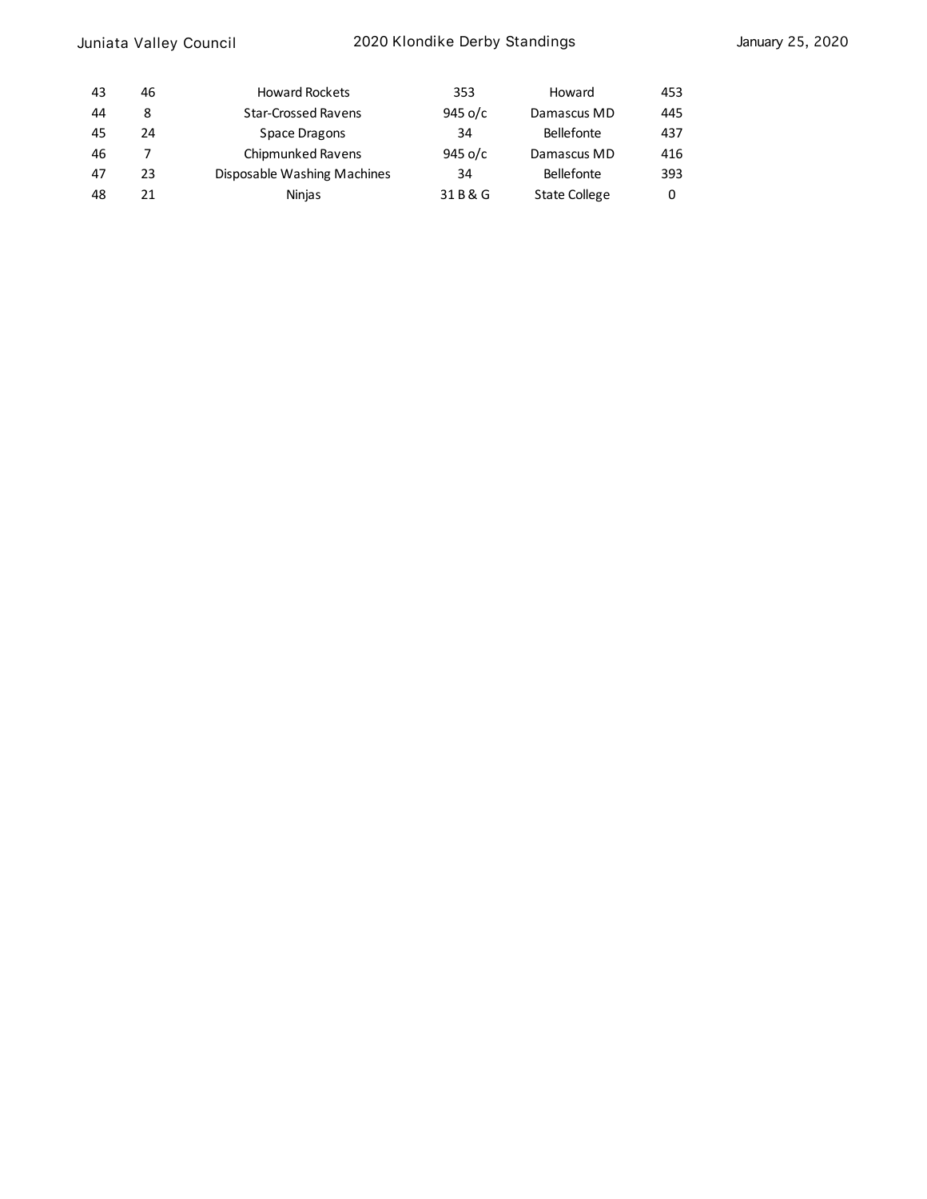| | | | | | |
|---|---|---|---|---|---|
| 43 | 46 | Howard Rockets | 353 | Howard | 453 |
| 44 | 8 | Star-Crossed Ravens | 945 o/c | Damascus MD | 445 |
| 45 | 24 | Space Dragons | 34 | Bellefonte | 437 |
| 46 | 7 | Chipmunked Ravens | 945 o/c | Damascus MD | 416 |
| 47 | 23 | Disposable Washing Machines | 34 | Bellefonte | 393 |
| 48 | 21 | Ninjas | 31 B & G | State College | 0 |